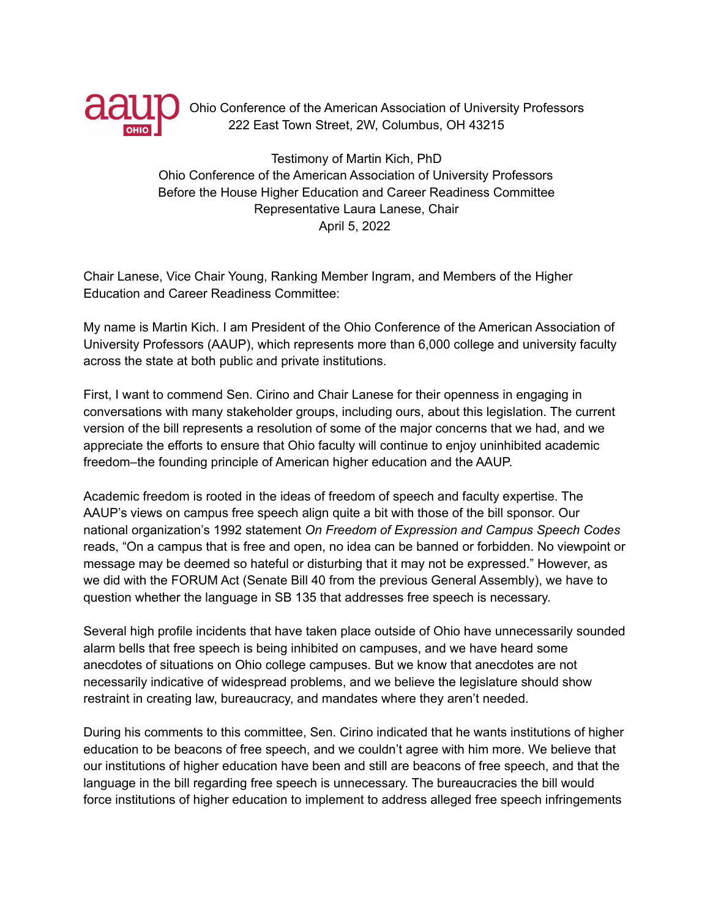Ohio Conference of the American Association of University Professors
222 East Town Street, 2W, Columbus, OH 43215

Testimony of Martin Kich, PhD
Ohio Conference of the American Association of University Professors
Before the House Higher Education and Career Readiness Committee
Representative Laura Lanese, Chair
April 5, 2022

Chair Lanese, Vice Chair Young, Ranking Member Ingram, and Members of the Higher Education and Career Readiness Committee:

My name is Martin Kich. I am President of the Ohio Conference of the American Association of University Professors (AAUP), which represents more than 6,000 college and university faculty across the state at both public and private institutions.

First, I want to commend Sen. Cirino and Chair Lanese for their openness in engaging in conversations with many stakeholder groups, including ours, about this legislation. The current version of the bill represents a resolution of some of the major concerns that we had, and we appreciate the efforts to ensure that Ohio faculty will continue to enjoy uninhibited academic freedom–the founding principle of American higher education and the AAUP.

Academic freedom is rooted in the ideas of freedom of speech and faculty expertise. The AAUP's views on campus free speech align quite a bit with those of the bill sponsor. Our national organization's 1992 statement *On Freedom of Expression and Campus Speech Codes* reads, "On a campus that is free and open, no idea can be banned or forbidden. No viewpoint or message may be deemed so hateful or disturbing that it may not be expressed." However, as we did with the FORUM Act (Senate Bill 40 from the previous General Assembly), we have to question whether the language in SB 135 that addresses free speech is necessary.

Several high profile incidents that have taken place outside of Ohio have unnecessarily sounded alarm bells that free speech is being inhibited on campuses, and we have heard some anecdotes of situations on Ohio college campuses. But we know that anecdotes are not necessarily indicative of widespread problems, and we believe the legislature should show restraint in creating law, bureaucracy, and mandates where they aren't needed.

During his comments to this committee, Sen. Cirino indicated that he wants institutions of higher education to be beacons of free speech, and we couldn't agree with him more. We believe that our institutions of higher education have been and still are beacons of free speech, and that the language in the bill regarding free speech is unnecessary. The bureaucracies the bill would force institutions of higher education to implement to address alleged free speech infringements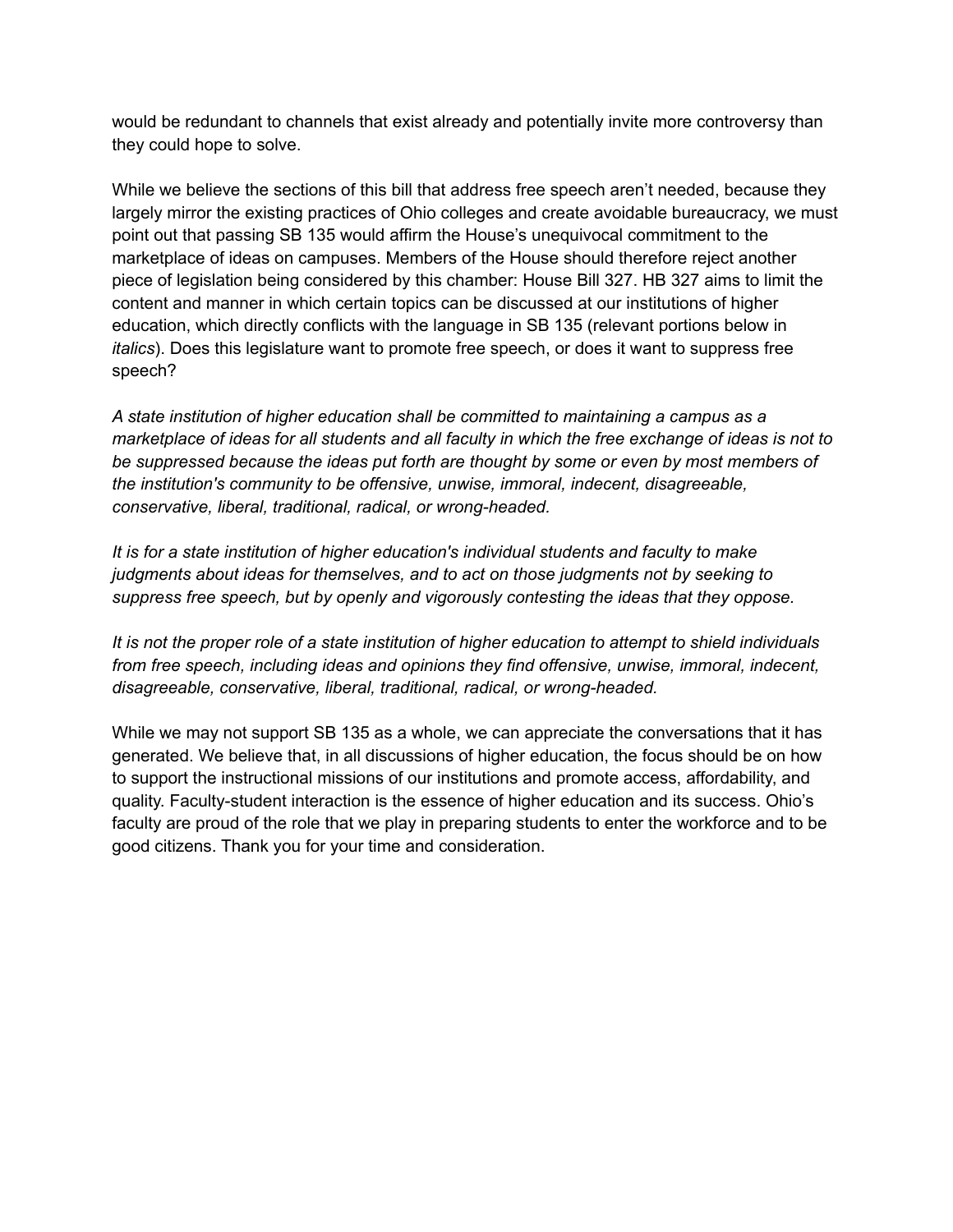would be redundant to channels that exist already and potentially invite more controversy than they could hope to solve.

While we believe the sections of this bill that address free speech aren't needed, because they largely mirror the existing practices of Ohio colleges and create avoidable bureaucracy, we must point out that passing SB 135 would affirm the House's unequivocal commitment to the marketplace of ideas on campuses. Members of the House should therefore reject another piece of legislation being considered by this chamber: House Bill 327. HB 327 aims to limit the content and manner in which certain topics can be discussed at our institutions of higher education, which directly conflicts with the language in SB 135 (relevant portions below in *italics*). Does this legislature want to promote free speech, or does it want to suppress free speech?

*A state institution of higher education shall be committed to maintaining a campus as a marketplace of ideas for all students and all faculty in which the free exchange of ideas is not to be suppressed because the ideas put forth are thought by some or even by most members of the institution's community to be offensive, unwise, immoral, indecent, disagreeable, conservative, liberal, traditional, radical, or wrong-headed.*

*It is for a state institution of higher education's individual students and faculty to make judgments about ideas for themselves, and to act on those judgments not by seeking to suppress free speech, but by openly and vigorously contesting the ideas that they oppose.*

*It is not the proper role of a state institution of higher education to attempt to shield individuals from free speech, including ideas and opinions they find offensive, unwise, immoral, indecent, disagreeable, conservative, liberal, traditional, radical, or wrong-headed.*

While we may not support SB 135 as a whole, we can appreciate the conversations that it has generated. We believe that, in all discussions of higher education, the focus should be on how to support the instructional missions of our institutions and promote access, affordability, and quality. Faculty-student interaction is the essence of higher education and its success. Ohio's faculty are proud of the role that we play in preparing students to enter the workforce and to be good citizens. Thank you for your time and consideration.